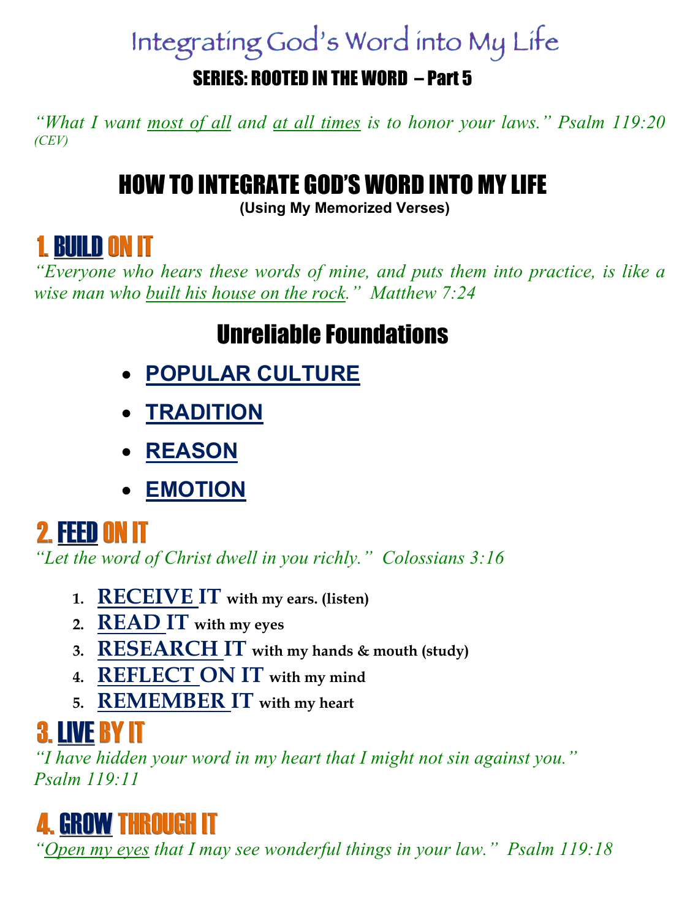# Integrating God's Word into My Life

**SERIES: ROOTED IN THE WORD – Part 5**

*"What I want most of all and at all times is to honor your laws." Psalm 119:20 (CEV)*

## HOW TO INTEGRATE GOD'S WORD INTO MY LIFE

**(Using My Memorized Verses)**

## 1. BUILD ON IT

*"Everyone who hears these words of mine, and puts them into practice, is like a wise man who built his house on the rock." Matthew 7:24*

### Unreliable Foundations

- **POPULAR CULTURE**
- **TRADITION**
- **REASON**
- **EMOTION**

## 2. FEED ON IT

*"Let the word of Christ dwell in you richly." Colossians 3:16*

1. **RECEIVE IT** with my ears. (listen)
2. **READ IT** with my eyes
3. **RESEARCH IT** with my hands & mouth (study)
4. **REFLECT ON IT** with my mind
5. **REMEMBER IT** with my heart

## 3. LIVE BY IT

*"I have hidden your word in my heart that I might not sin against you." Psalm 119:11*

## 4. GROW THROUGH IT

*"Open my eyes that I may see wonderful things in your law." Psalm 119:18*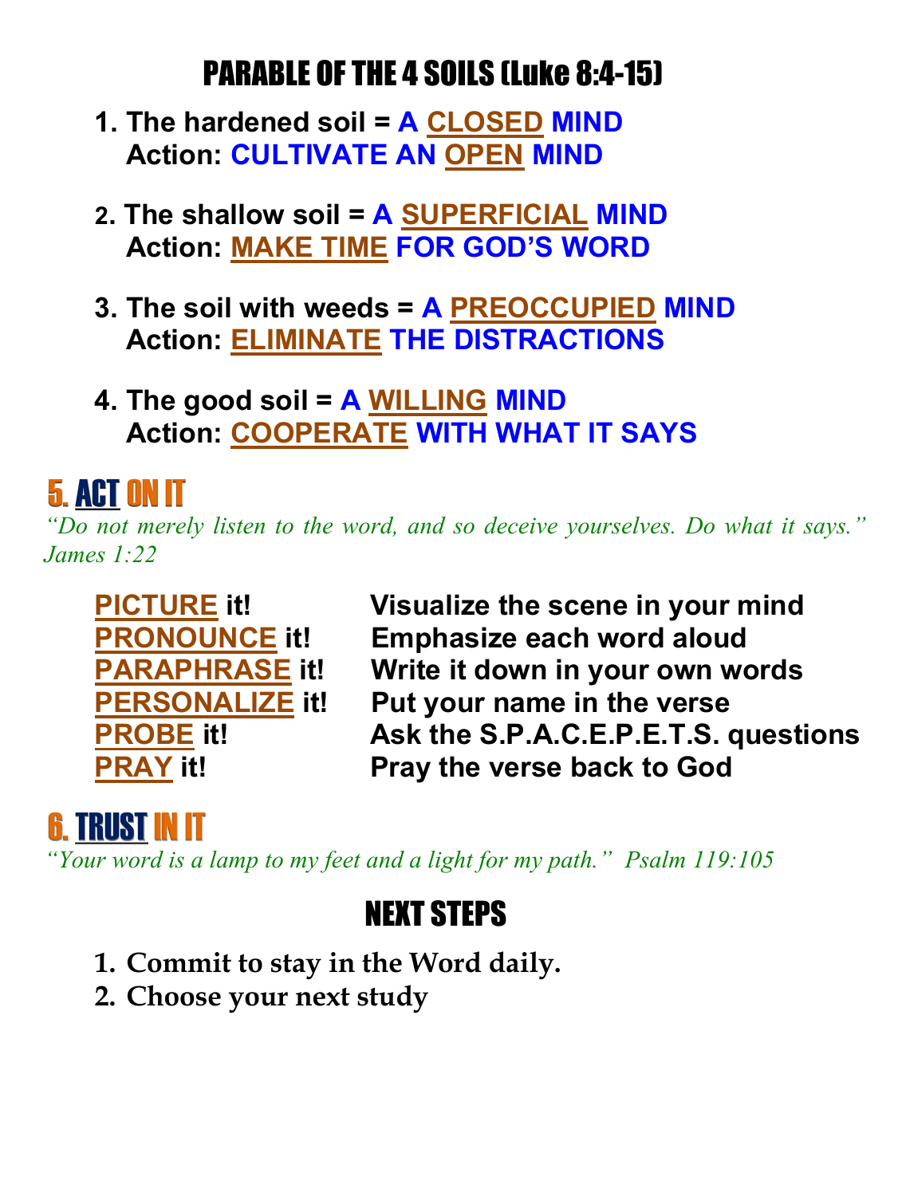# PARABLE OF THE 4 SOILS (Luke 8:4-15)

1. **The hardened soil = A CLOSED MIND**
   **Action: CULTIVATE AN OPEN MIND**

2. **The shallow soil = A SUPERFICIAL MIND**
   **Action: MAKE TIME FOR GOD'S WORD**

3. **The soil with weeds = A PREOCCUPIED MIND**
   **Action: ELIMINATE THE DISTRACTIONS**

4. **The good soil = A WILLING MIND**
   **Action: COOPERATE WITH WHAT IT SAYS**

## 5. ACT ON IT

*"Do not merely listen to the word, and so deceive yourselves. Do what it says." James 1:22*

| | |
|---|---|
| **PICTURE it!** | **Visualize the scene in your mind** |
| **PRONOUNCE it!** | **Emphasize each word aloud** |
| **PARAPHRASE it!** | **Write it down in your own words** |
| **PERSONALIZE it!** | **Put your name in the verse** |
| **PROBE it!** | **Ask the S.P.A.C.E.P.E.T.S. questions** |
| **PRAY it!** | **Pray the verse back to God** |

## 6. TRUST IN IT

*"Your word is a lamp to my feet and a light for my path." Psalm 119:105*

# NEXT STEPS

1. **Commit to stay in the Word daily.**
2. **Choose your next study**